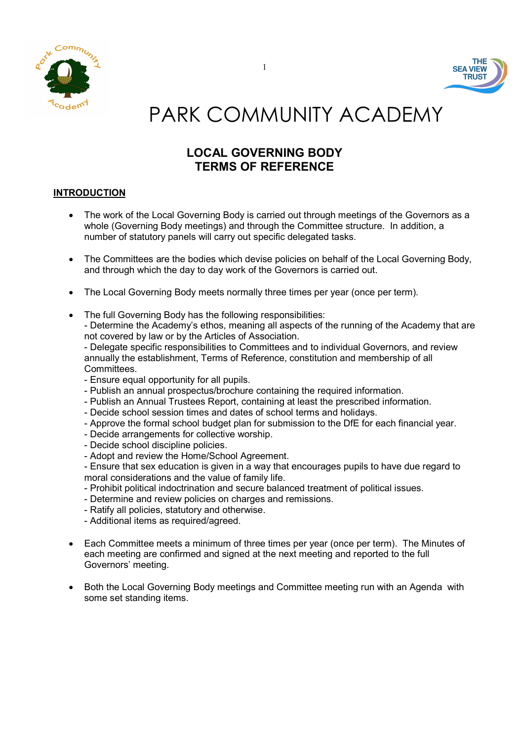# PARK COMMUNITY ACADEMY

## LOCAL GOVERNING BODY TERMS OF REFERENCE

### INTRODUCTION

- The work of the Local Governing Body is carried out through meetings of the Governors as a whole (Governing Body meetings) and through the Committee structure. In addition, a number of statutory panels will carry out specific delegated tasks.

- The Committees are the bodies which devise policies on behalf of the Local Governing Body, and through which the day to day work of the Governors is carried out.

- The Local Governing Body meets normally three times per year (once per term).

- The full Governing Body has the following responsibilities:
  - Determine the Academy's ethos, meaning all aspects of the running of the Academy that are not covered by law or by the Articles of Association.
  - Delegate specific responsibilities to Committees and to individual Governors, and review annually the establishment, Terms of Reference, constitution and membership of all Committees.
  - Ensure equal opportunity for all pupils.
  - Publish an annual prospectus/brochure containing the required information.
  - Publish an Annual Trustees Report, containing at least the prescribed information.
  - Decide school session times and dates of school terms and holidays.
  - Approve the formal school budget plan for submission to the DfE for each financial year.
  - Decide arrangements for collective worship.
  - Decide school discipline policies.
  - Adopt and review the Home/School Agreement.
  - Ensure that sex education is given in a way that encourages pupils to have due regard to moral considerations and the value of family life.
  - Prohibit political indoctrination and secure balanced treatment of political issues.
  - Determine and review policies on charges and remissions.
  - Ratify all policies, statutory and otherwise.
  - Additional items as required/agreed.

- Each Committee meets a minimum of three times per year (once per term). The Minutes of each meeting are confirmed and signed at the next meeting and reported to the full Governors' meeting.

- Both the Local Governing Body meetings and Committee meeting run with an Agenda with some set standing items.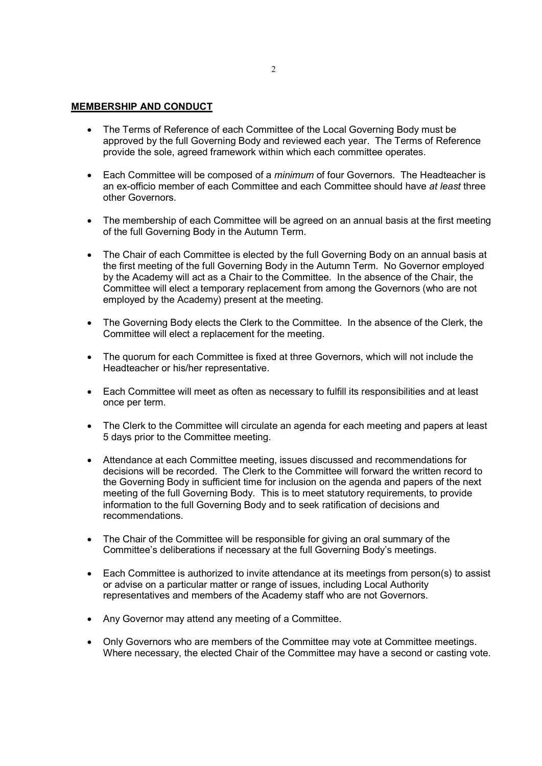## **MEMBERSHIP AND CONDUCT**

- The Terms of Reference of each Committee of the Local Governing Body must be approved by the full Governing Body and reviewed each year. The Terms of Reference provide the sole, agreed framework within which each committee operates.
- Each Committee will be composed of a *minimum* of four Governors. The Headteacher is an ex-officio member of each Committee and each Committee should have *at least* three other Governors.
- The membership of each Committee will be agreed on an annual basis at the first meeting of the full Governing Body in the Autumn Term.
- The Chair of each Committee is elected by the full Governing Body on an annual basis at the first meeting of the full Governing Body in the Autumn Term. No Governor employed by the Academy will act as a Chair to the Committee. In the absence of the Chair, the Committee will elect a temporary replacement from among the Governors (who are not employed by the Academy) present at the meeting.
- The Governing Body elects the Clerk to the Committee. In the absence of the Clerk, the Committee will elect a replacement for the meeting.
- The quorum for each Committee is fixed at three Governors, which will not include the Headteacher or his/her representative.
- Each Committee will meet as often as necessary to fulfill its responsibilities and at least once per term.
- The Clerk to the Committee will circulate an agenda for each meeting and papers at least 5 days prior to the Committee meeting.
- Attendance at each Committee meeting, issues discussed and recommendations for decisions will be recorded. The Clerk to the Committee will forward the written record to the Governing Body in sufficient time for inclusion on the agenda and papers of the next meeting of the full Governing Body. This is to meet statutory requirements, to provide information to the full Governing Body and to seek ratification of decisions and recommendations.
- The Chair of the Committee will be responsible for giving an oral summary of the Committee's deliberations if necessary at the full Governing Body's meetings.
- Each Committee is authorized to invite attendance at its meetings from person(s) to assist or advise on a particular matter or range of issues, including Local Authority representatives and members of the Academy staff who are not Governors.
- Any Governor may attend any meeting of a Committee.
- Only Governors who are members of the Committee may vote at Committee meetings. Where necessary, the elected Chair of the Committee may have a second or casting vote.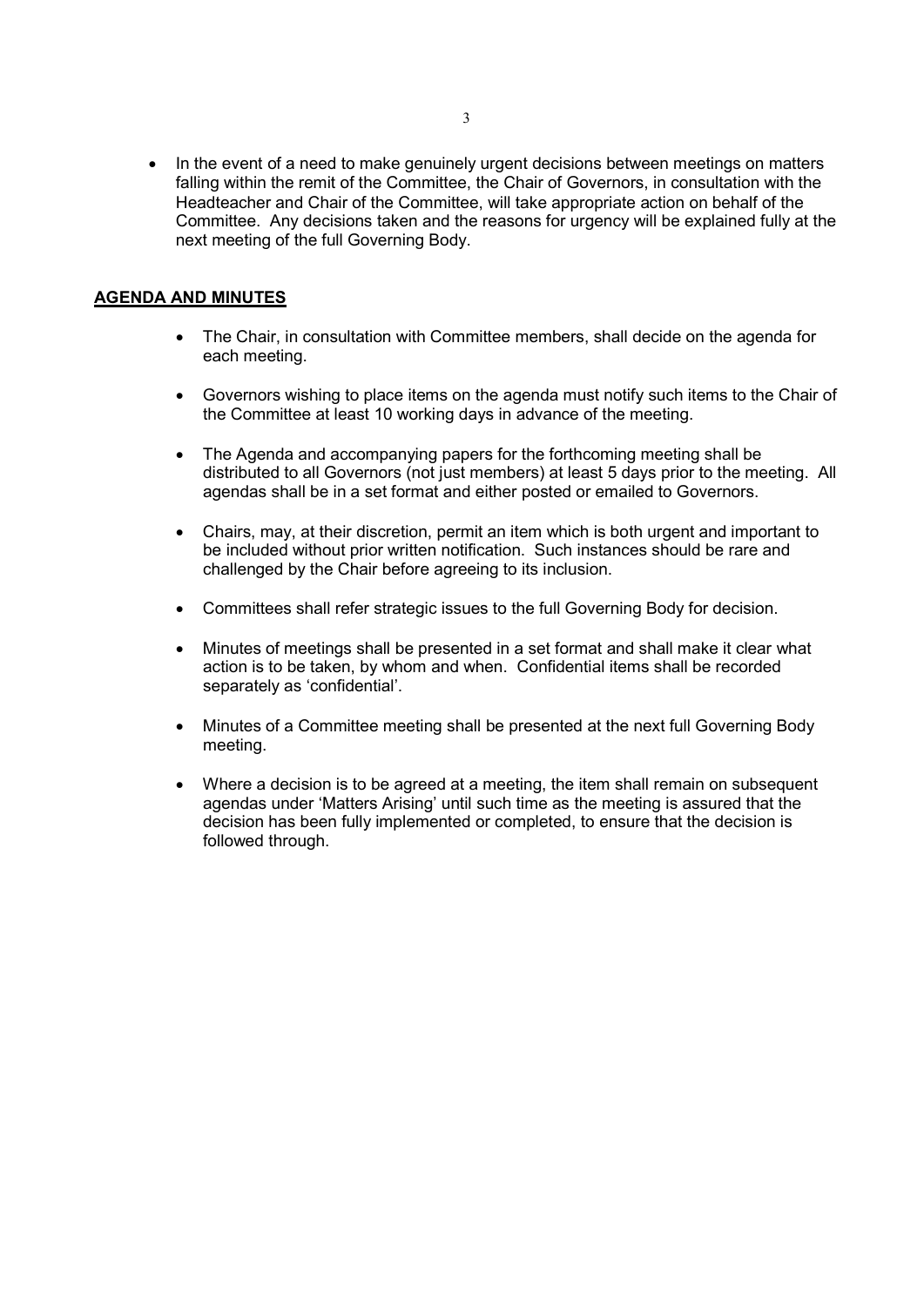- In the event of a need to make genuinely urgent decisions between meetings on matters falling within the remit of the Committee, the Chair of Governors, in consultation with the Headteacher and Chair of the Committee, will take appropriate action on behalf of the Committee. Any decisions taken and the reasons for urgency will be explained fully at the next meeting of the full Governing Body.

## AGENDA AND MINUTES

- The Chair, in consultation with Committee members, shall decide on the agenda for each meeting.
- Governors wishing to place items on the agenda must notify such items to the Chair of the Committee at least 10 working days in advance of the meeting.
- The Agenda and accompanying papers for the forthcoming meeting shall be distributed to all Governors (not just members) at least 5 days prior to the meeting. All agendas shall be in a set format and either posted or emailed to Governors.
- Chairs, may, at their discretion, permit an item which is both urgent and important to be included without prior written notification. Such instances should be rare and challenged by the Chair before agreeing to its inclusion.
- Committees shall refer strategic issues to the full Governing Body for decision.
- Minutes of meetings shall be presented in a set format and shall make it clear what action is to be taken, by whom and when. Confidential items shall be recorded separately as 'confidential'.
- Minutes of a Committee meeting shall be presented at the next full Governing Body meeting.
- Where a decision is to be agreed at a meeting, the item shall remain on subsequent agendas under 'Matters Arising' until such time as the meeting is assured that the decision has been fully implemented or completed, to ensure that the decision is followed through.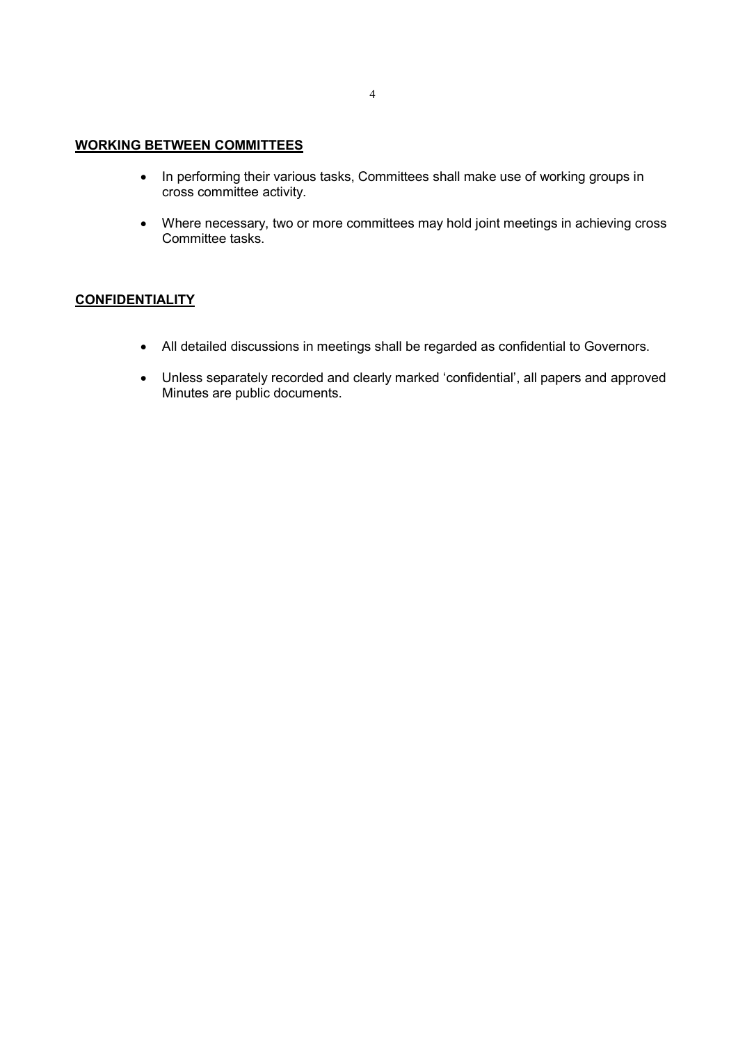## WORKING BETWEEN COMMITTEES

- In performing their various tasks, Committees shall make use of working groups in cross committee activity.
- Where necessary, two or more committees may hold joint meetings in achieving cross Committee tasks.

## CONFIDENTIALITY

- All detailed discussions in meetings shall be regarded as confidential to Governors.
- Unless separately recorded and clearly marked 'confidential', all papers and approved Minutes are public documents.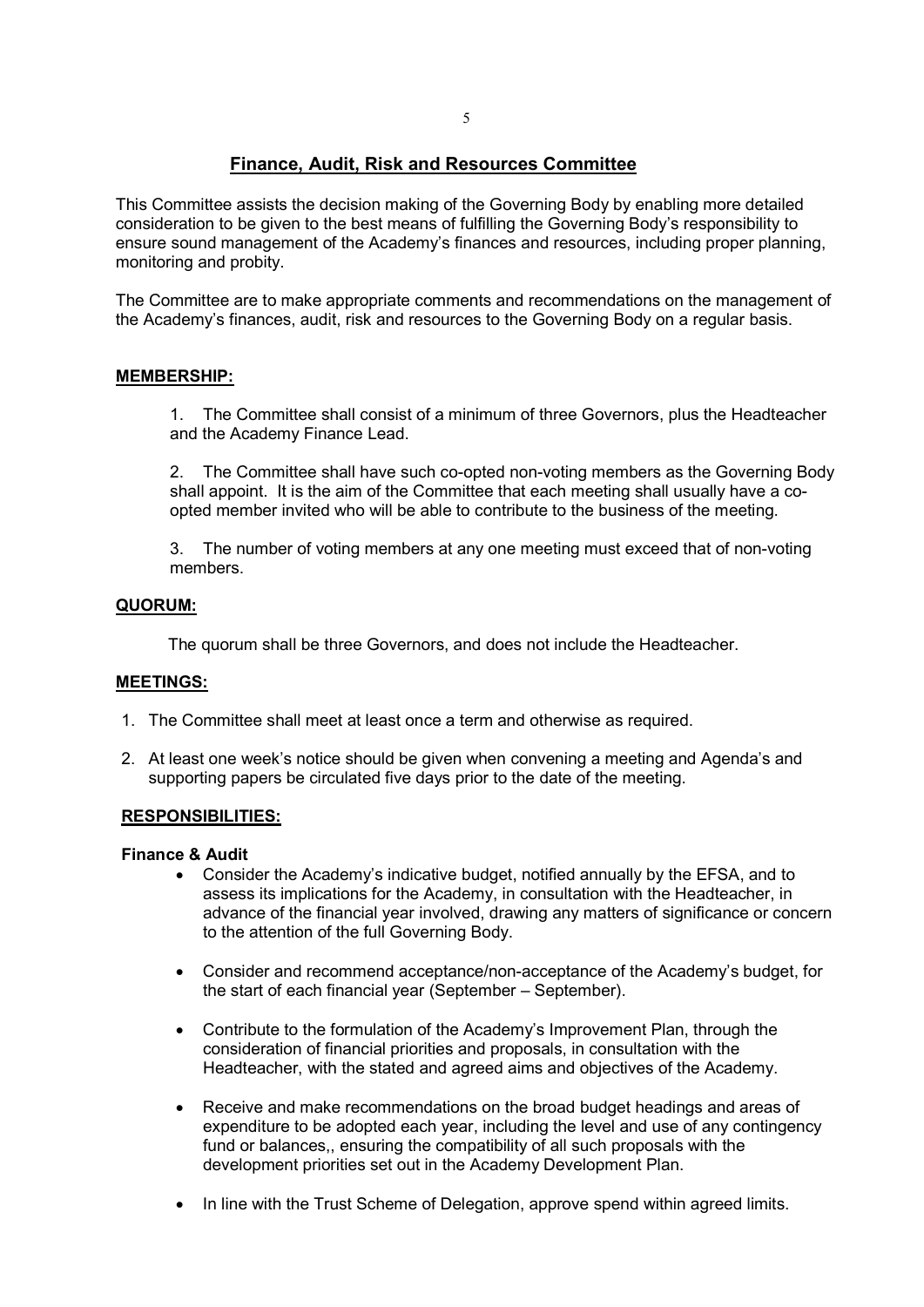## Finance, Audit, Risk and Resources Committee

This Committee assists the decision making of the Governing Body by enabling more detailed consideration to be given to the best means of fulfilling the Governing Body's responsibility to ensure sound management of the Academy's finances and resources, including proper planning, monitoring and probity.

The Committee are to make appropriate comments and recommendations on the management of the Academy's finances, audit, risk and resources to the Governing Body on a regular basis.

### MEMBERSHIP:

1. The Committee shall consist of a minimum of three Governors, plus the Headteacher and the Academy Finance Lead.

2. The Committee shall have such co-opted non-voting members as the Governing Body shall appoint. It is the aim of the Committee that each meeting shall usually have a co-opted member invited who will be able to contribute to the business of the meeting.

3. The number of voting members at any one meeting must exceed that of non-voting members.

### QUORUM:

The quorum shall be three Governors, and does not include the Headteacher.

### MEETINGS:

1. The Committee shall meet at least once a term and otherwise as required.
2. At least one week's notice should be given when convening a meeting and Agenda's and supporting papers be circulated five days prior to the date of the meeting.

### RESPONSIBILITIES:

**Finance & Audit**

- Consider the Academy's indicative budget, notified annually by the EFSA, and to assess its implications for the Academy, in consultation with the Headteacher, in advance of the financial year involved, drawing any matters of significance or concern to the attention of the full Governing Body.

- Consider and recommend acceptance/non-acceptance of the Academy's budget, for the start of each financial year (September – September).

- Contribute to the formulation of the Academy's Improvement Plan, through the consideration of financial priorities and proposals, in consultation with the Headteacher, with the stated and agreed aims and objectives of the Academy.

- Receive and make recommendations on the broad budget headings and areas of expenditure to be adopted each year, including the level and use of any contingency fund or balances,, ensuring the compatibility of all such proposals with the development priorities set out in the Academy Development Plan.

- In line with the Trust Scheme of Delegation, approve spend within agreed limits.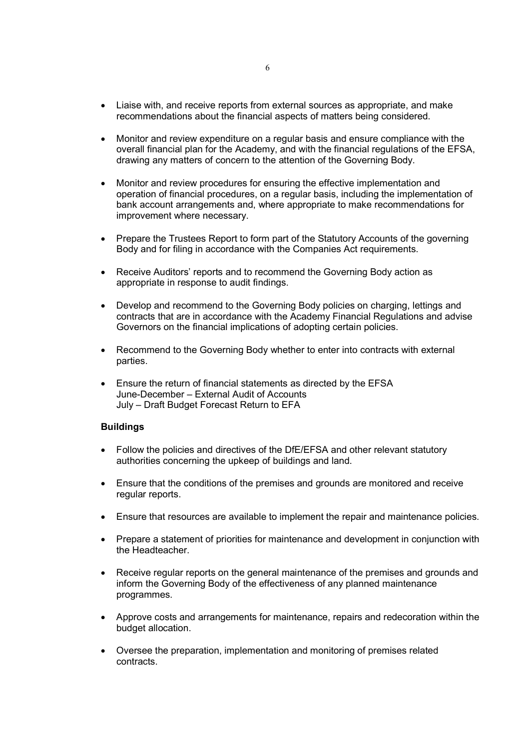- Liaise with, and receive reports from external sources as appropriate, and make recommendations about the financial aspects of matters being considered.

- Monitor and review expenditure on a regular basis and ensure compliance with the overall financial plan for the Academy, and with the financial regulations of the EFSA, drawing any matters of concern to the attention of the Governing Body.

- Monitor and review procedures for ensuring the effective implementation and operation of financial procedures, on a regular basis, including the implementation of bank account arrangements and, where appropriate to make recommendations for improvement where necessary.

- Prepare the Trustees Report to form part of the Statutory Accounts of the governing Body and for filing in accordance with the Companies Act requirements.

- Receive Auditors' reports and to recommend the Governing Body action as appropriate in response to audit findings.

- Develop and recommend to the Governing Body policies on charging, lettings and contracts that are in accordance with the Academy Financial Regulations and advise Governors on the financial implications of adopting certain policies.

- Recommend to the Governing Body whether to enter into contracts with external parties.

- Ensure the return of financial statements as directed by the EFSA
  June-December – External Audit of Accounts
  July – Draft Budget Forecast Return to EFA

**Buildings**

- Follow the policies and directives of the DfE/EFSA and other relevant statutory authorities concerning the upkeep of buildings and land.

- Ensure that the conditions of the premises and grounds are monitored and receive regular reports.

- Ensure that resources are available to implement the repair and maintenance policies.

- Prepare a statement of priorities for maintenance and development in conjunction with the Headteacher.

- Receive regular reports on the general maintenance of the premises and grounds and inform the Governing Body of the effectiveness of any planned maintenance programmes.

- Approve costs and arrangements for maintenance, repairs and redecoration within the budget allocation.

- Oversee the preparation, implementation and monitoring of premises related contracts.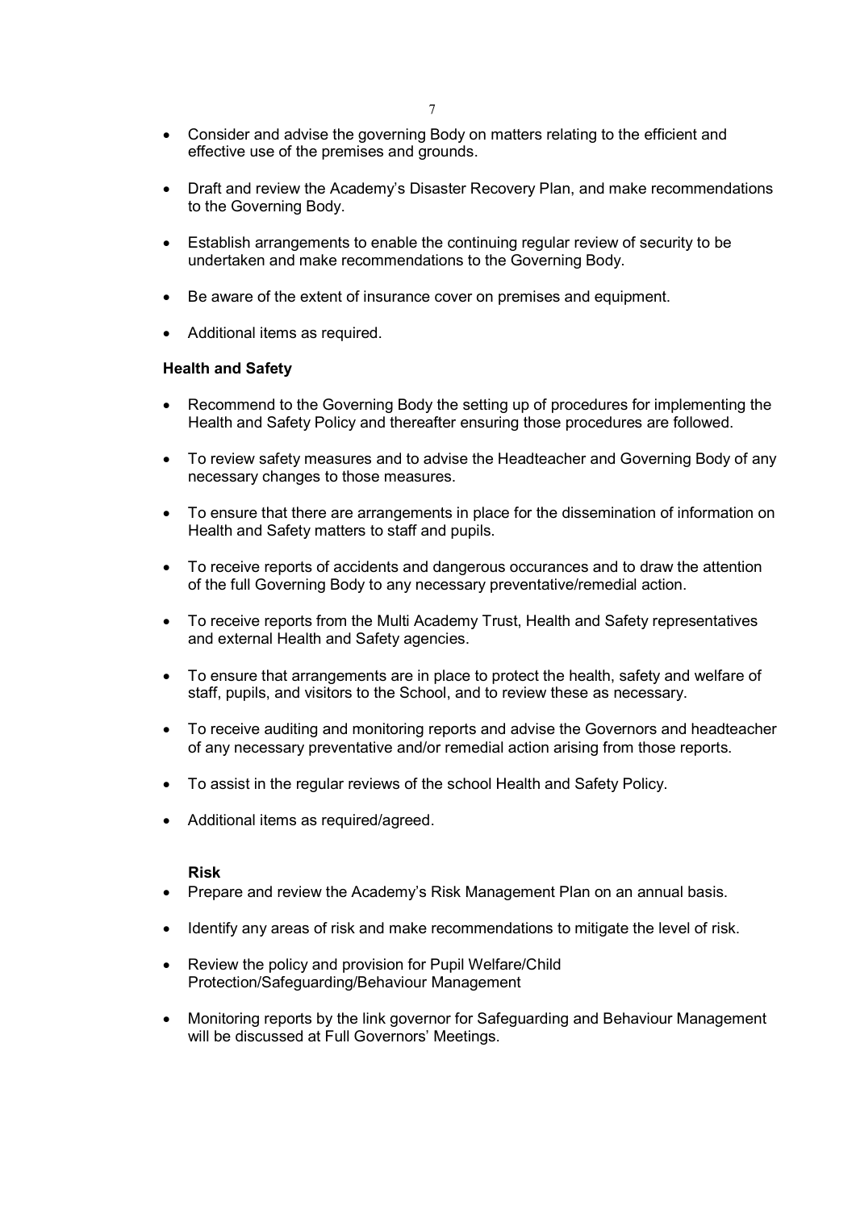- Consider and advise the governing Body on matters relating to the efficient and effective use of the premises and grounds.

- Draft and review the Academy's Disaster Recovery Plan, and make recommendations to the Governing Body.

- Establish arrangements to enable the continuing regular review of security to be undertaken and make recommendations to the Governing Body.

- Be aware of the extent of insurance cover on premises and equipment.

- Additional items as required.

**Health and Safety**

- Recommend to the Governing Body the setting up of procedures for implementing the Health and Safety Policy and thereafter ensuring those procedures are followed.

- To review safety measures and to advise the Headteacher and Governing Body of any necessary changes to those measures.

- To ensure that there are arrangements in place for the dissemination of information on Health and Safety matters to staff and pupils.

- To receive reports of accidents and dangerous occurances and to draw the attention of the full Governing Body to any necessary preventative/remedial action.

- To receive reports from the Multi Academy Trust, Health and Safety representatives and external Health and Safety agencies.

- To ensure that arrangements are in place to protect the health, safety and welfare of staff, pupils, and visitors to the School, and to review these as necessary.

- To receive auditing and monitoring reports and advise the Governors and headteacher of any necessary preventative and/or remedial action arising from those reports.

- To assist in the regular reviews of the school Health and Safety Policy.

- Additional items as required/agreed.

**Risk**

- Prepare and review the Academy's Risk Management Plan on an annual basis.

- Identify any areas of risk and make recommendations to mitigate the level of risk.

- Review the policy and provision for Pupil Welfare/Child Protection/Safeguarding/Behaviour Management

- Monitoring reports by the link governor for Safeguarding and Behaviour Management will be discussed at Full Governors' Meetings.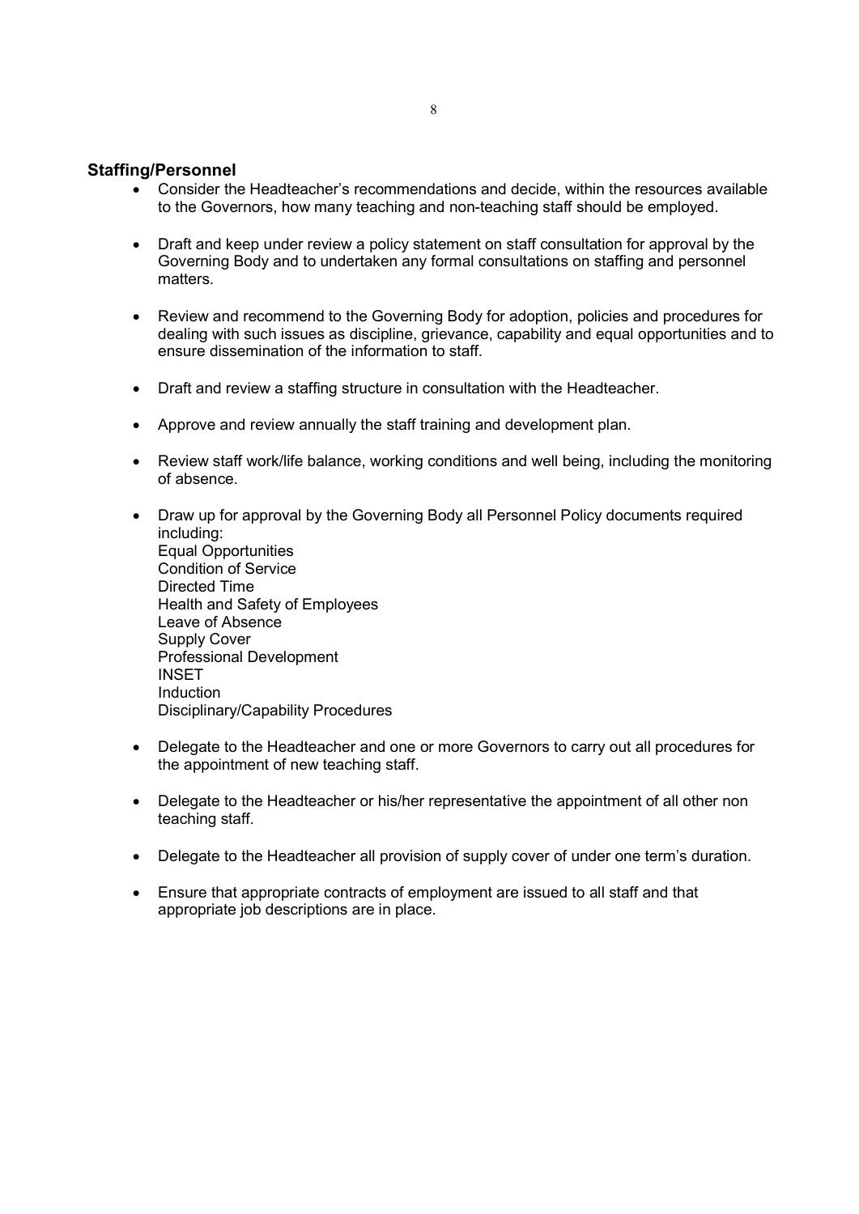## Staffing/Personnel

- Consider the Headteacher's recommendations and decide, within the resources available to the Governors, how many teaching and non-teaching staff should be employed.

- Draft and keep under review a policy statement on staff consultation for approval by the Governing Body and to undertaken any formal consultations on staffing and personnel matters.

- Review and recommend to the Governing Body for adoption, policies and procedures for dealing with such issues as discipline, grievance, capability and equal opportunities and to ensure dissemination of the information to staff.

- Draft and review a staffing structure in consultation with the Headteacher.

- Approve and review annually the staff training and development plan.

- Review staff work/life balance, working conditions and well being, including the monitoring of absence.

- Draw up for approval by the Governing Body all Personnel Policy documents required including:  
  Equal Opportunities  
  Condition of Service  
  Directed Time  
  Health and Safety of Employees  
  Leave of Absence  
  Supply Cover  
  Professional Development  
  INSET  
  Induction  
  Disciplinary/Capability Procedures

- Delegate to the Headteacher and one or more Governors to carry out all procedures for the appointment of new teaching staff.

- Delegate to the Headteacher or his/her representative the appointment of all other non teaching staff.

- Delegate to the Headteacher all provision of supply cover of under one term's duration.

- Ensure that appropriate contracts of employment are issued to all staff and that appropriate job descriptions are in place.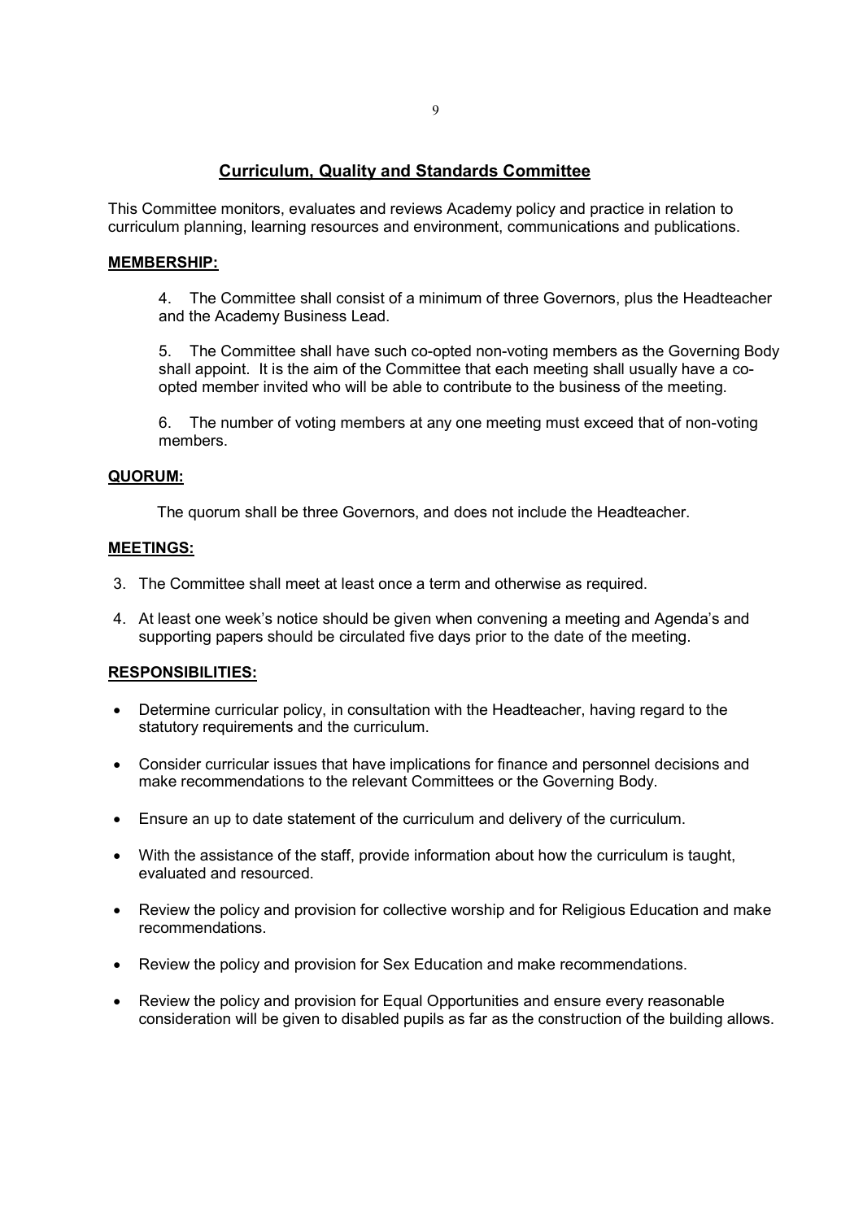## Curriculum, Quality and Standards Committee

This Committee monitors, evaluates and reviews Academy policy and practice in relation to curriculum planning, learning resources and environment, communications and publications.

**MEMBERSHIP:**

4. The Committee shall consist of a minimum of three Governors, plus the Headteacher and the Academy Business Lead.

5. The Committee shall have such co-opted non-voting members as the Governing Body shall appoint. It is the aim of the Committee that each meeting shall usually have a co-opted member invited who will be able to contribute to the business of the meeting.

6. The number of voting members at any one meeting must exceed that of non-voting members.

**QUORUM:**

The quorum shall be three Governors, and does not include the Headteacher.

**MEETINGS:**

3. The Committee shall meet at least once a term and otherwise as required.

4. At least one week's notice should be given when convening a meeting and Agenda's and supporting papers should be circulated five days prior to the date of the meeting.

**RESPONSIBILITIES:**

- Determine curricular policy, in consultation with the Headteacher, having regard to the statutory requirements and the curriculum.
- Consider curricular issues that have implications for finance and personnel decisions and make recommendations to the relevant Committees or the Governing Body.
- Ensure an up to date statement of the curriculum and delivery of the curriculum.
- With the assistance of the staff, provide information about how the curriculum is taught, evaluated and resourced.
- Review the policy and provision for collective worship and for Religious Education and make recommendations.
- Review the policy and provision for Sex Education and make recommendations.
- Review the policy and provision for Equal Opportunities and ensure every reasonable consideration will be given to disabled pupils as far as the construction of the building allows.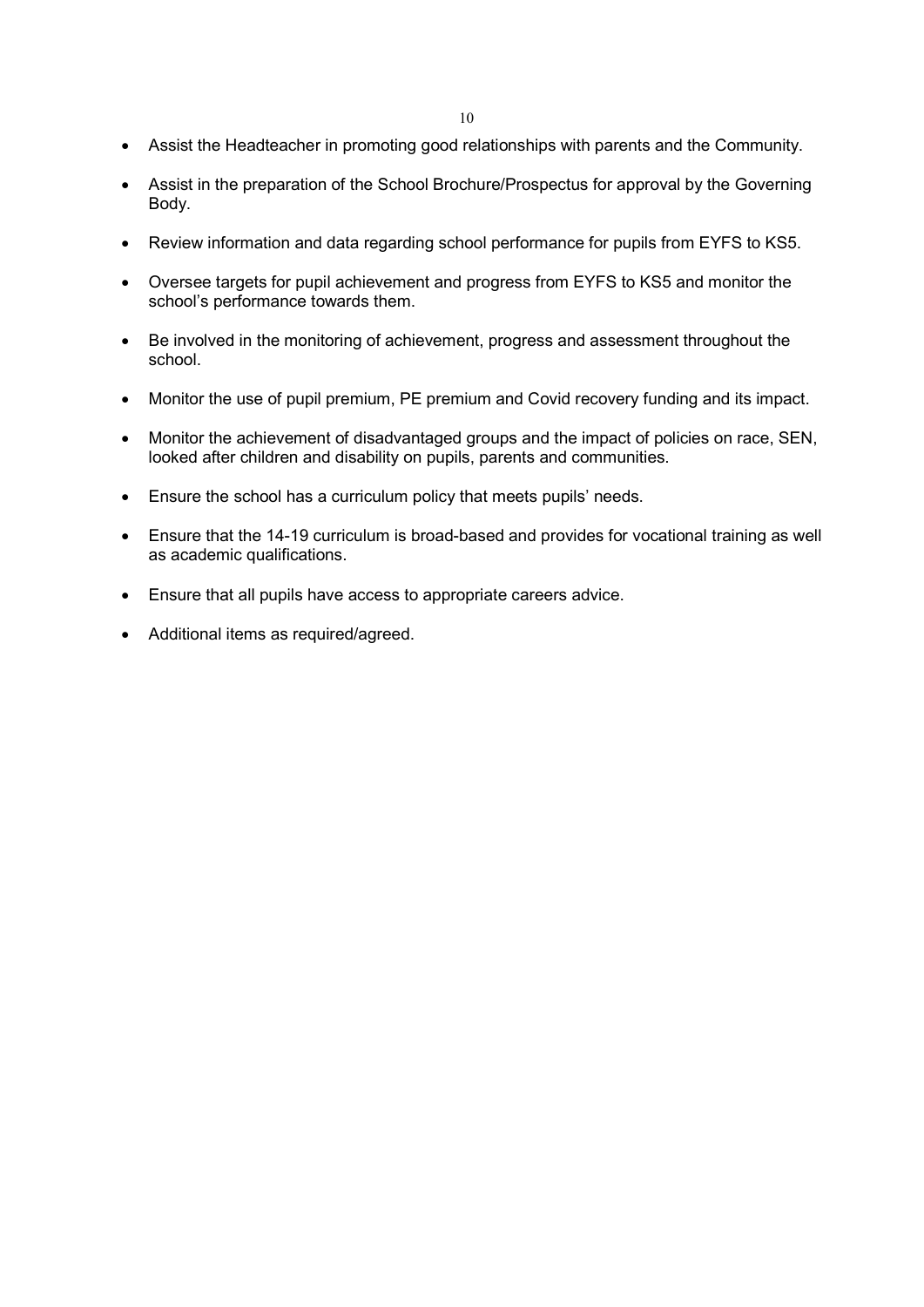- Assist the Headteacher in promoting good relationships with parents and the Community.
- Assist in the preparation of the School Brochure/Prospectus for approval by the Governing Body.
- Review information and data regarding school performance for pupils from EYFS to KS5.
- Oversee targets for pupil achievement and progress from EYFS to KS5 and monitor the school's performance towards them.
- Be involved in the monitoring of achievement, progress and assessment throughout the school.
- Monitor the use of pupil premium, PE premium and Covid recovery funding and its impact.
- Monitor the achievement of disadvantaged groups and the impact of policies on race, SEN, looked after children and disability on pupils, parents and communities.
- Ensure the school has a curriculum policy that meets pupils' needs.
- Ensure that the 14-19 curriculum is broad-based and provides for vocational training as well as academic qualifications.
- Ensure that all pupils have access to appropriate careers advice.
- Additional items as required/agreed.